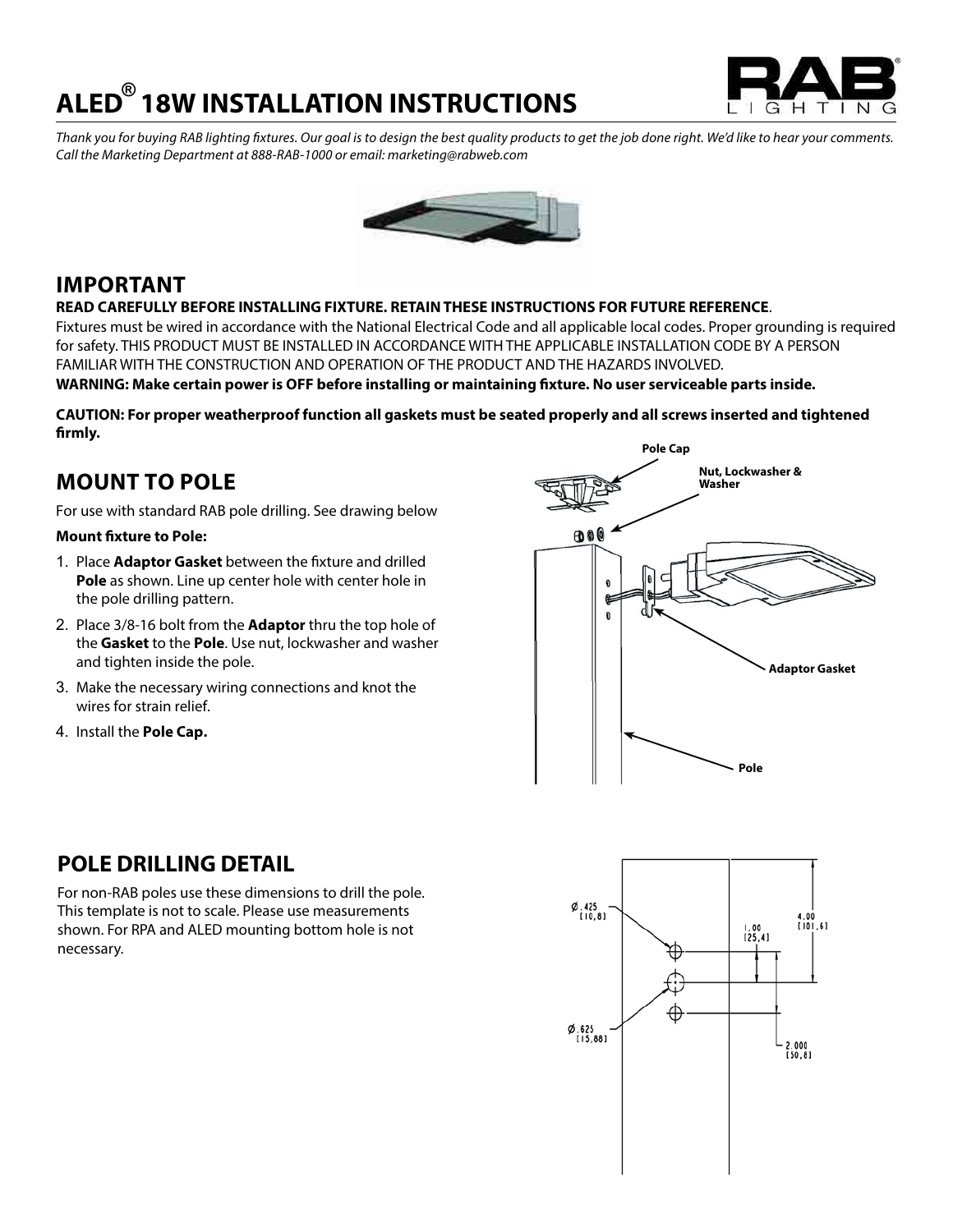# ALED® 18W INSTALLATION INSTRUCTIONS

*Thank you for buying RAB lighting fixtures. Our goal is to design the best quality products to get the job done right. We'd like to hear your comments. Call the Marketing Department at 888-RAB-1000 or email: marketing@rabweb.com*

## IMPORTANT

**READ CAREFULLY BEFORE INSTALLING FIXTURE. RETAIN THESE INSTRUCTIONS FOR FUTURE REFERENCE**.

Fixtures must be wired in accordance with the National Electrical Code and all applicable local codes. Proper grounding is required for safety. THIS PRODUCT MUST BE INSTALLED IN ACCORDANCE WITH THE APPLICABLE INSTALLATION CODE BY A PERSON FAMILIAR WITH THE CONSTRUCTION AND OPERATION OF THE PRODUCT AND THE HAZARDS INVOLVED.

**WARNING: Make certain power is OFF before installing or maintaining fixture. No user serviceable parts inside.**

**CAUTION: For proper weatherproof function all gaskets must be seated properly and all screws inserted and tightened firmly.**

## MOUNT TO POLE

For use with standard RAB pole drilling. See drawing below

**Mount fixture to Pole:**

1. Place **Adaptor Gasket** between the fixture and drilled **Pole** as shown. Line up center hole with center hole in the pole drilling pattern.
2. Place 3/8-16 bolt from the **Adaptor** thru the top hole of the **Gasket** to the **Pole**. Use nut, lockwasher and washer and tighten inside the pole.
3. Make the necessary wiring connections and knot the wires for strain relief.
4. Install the **Pole Cap.**

Pole Cap

Nut, Lockwasher & Washer

Adaptor Gasket

Pole

## POLE DRILLING DETAIL

For non-RAB poles use these dimensions to drill the pole. This template is not to scale. Please use measurements shown. For RPA and ALED mounting bottom hole is not necessary.

Ø.425 [10,8]

Ø.625 [15,88]

1.00 [25,4]

4.00 [101,6]

2.000 [50,8]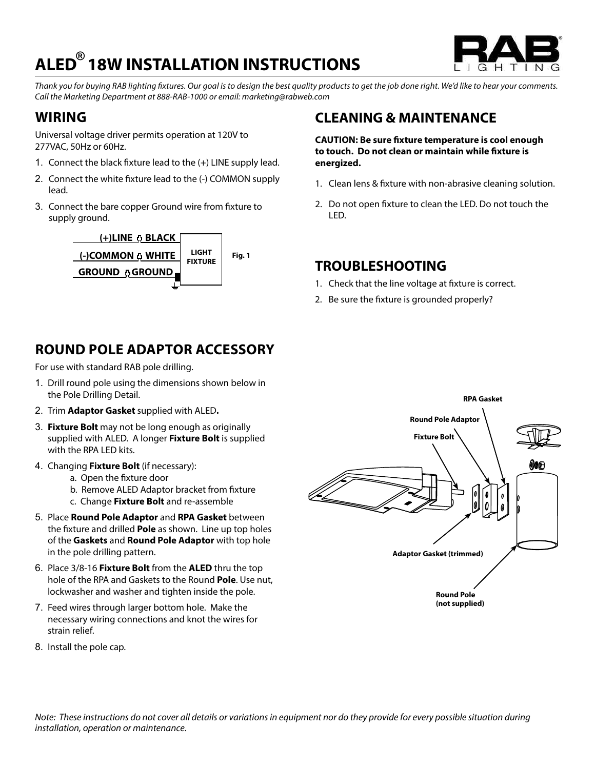#  ALED® 18W INSTALLATION INSTRUCTIONS

*Thank you for buying RAB lighting fixtures. Our goal is to design the best quality products to get the job done right. We'd like to hear your comments. Call the Marketing Department at 888-RAB-1000 or email: marketing@rabweb.com*

## WIRING

Universal voltage driver permits operation at 120V to 277VAC, 50Hz or 60Hz.

1. Connect the black fixture lead to the (+) LINE supply lead.
2. Connect the white fixture lead to the (-) COMMON supply lead.
3. Connect the bare copper Ground wire from fixture to supply ground.

(+)LINE BLACK
(-)COMMON WHITE
GROUND GROUND
LIGHT FIXTURE

Fig. 1

## CLEANING & MAINTENANCE

**CAUTION: Be sure fixture temperature is cool enough to touch. Do not clean or maintain while fixture is energized.**

1. Clean lens & fixture with non-abrasive cleaning solution.
2. Do not open fixture to clean the LED. Do not touch the LED.

## TROUBLESHOOTING

1. Check that the line voltage at fixture is correct.
2. Be sure the fixture is grounded properly?

## ROUND POLE ADAPTOR ACCESSORY

For use with standard RAB pole drilling.

1. Drill round pole using the dimensions shown below in the Pole Drilling Detail.
2. Trim **Adaptor Gasket** supplied with ALED**.**
3. **Fixture Bolt** may not be long enough as originally supplied with ALED. A longer **Fixture Bolt** is supplied with the RPA LED kits.
4. Changing **Fixture Bolt** (if necessary):
   a. Open the fixture door
   b. Remove ALED Adaptor bracket from fixture
   c. Change **Fixture Bolt** and re-assemble
5. Place **Round Pole Adaptor** and **RPA Gasket** between the fixture and drilled **Pole** as shown. Line up top holes of the **Gaskets** and **Round Pole Adaptor** with top hole in the pole drilling pattern.
6. Place 3/8-16 **Fixture Bolt** from the **ALED** thru the top hole of the RPA and Gaskets to the Round **Pole**. Use nut, lockwasher and washer and tighten inside the pole.
7. Feed wires through larger bottom hole. Make the necessary wiring connections and knot the wires for strain relief.
8. Install the pole cap.

RPA Gasket
Round Pole Adaptor
Fixture Bolt
Adaptor Gasket (trimmed)
Round Pole (not supplied)

*Note: These instructions do not cover all details or variations in equipment nor do they provide for every possible situation during installation, operation or maintenance.*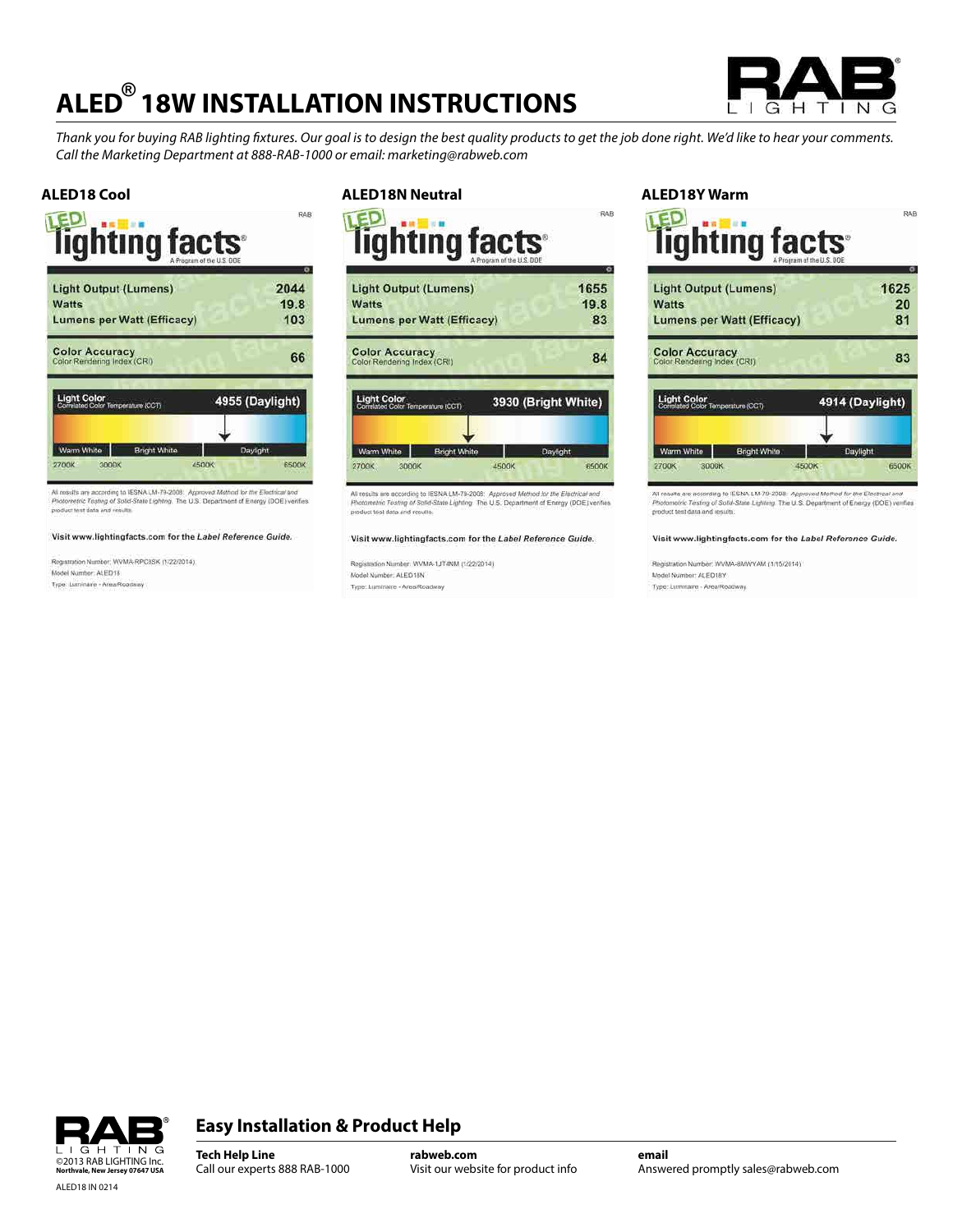# ALED® 18W INSTALLATION INSTRUCTIONS

*Thank you for buying RAB lighting fixtures. Our goal is to design the best quality products to get the job done right. We'd like to hear your comments. Call the Marketing Department at 888-RAB-1000 or email: marketing@rabweb.com*

## ALED18 Cool

LED lighting facts® — A Program of the U.S. DOE

RAB

| | |
|---|---|
| Light Output (Lumens) | 2044 |
| Watts | 19.8 |
| Lumens per Watt (Efficacy) | 103 |
| Color Accuracy (Color Rendering Index (CRI)) | 66 |
| Light Color (Correlated Color Temperature (CCT)) | 4955 (Daylight) |

Warm White / Bright White / Daylight

2700K 3000K 4500K 6500K

All results are according to IESNA LM-79-2008: *Approved Method for the Electrical and Photometric Testing of Solid-State Lighting.* The U.S. Department of Energy (DOE) verifies product test data and results.

Visit www.lightingfacts.com for the *Label Reference Guide.*

Registration Number: WVMA-RPC8SK (1/22/2014)
Model Number: ALED18
Type: Luminaire - Area/Roadway

## ALED18N Neutral

LED lighting facts® — A Program of the U.S. DOE

RAB

| | |
|---|---|
| Light Output (Lumens) | 1655 |
| Watts | 19.8 |
| Lumens per Watt (Efficacy) | 83 |
| Color Accuracy (Color Rendering Index (CRI)) | 84 |
| Light Color (Correlated Color Temperature (CCT)) | 3930 (Bright White) |

Warm White / Bright White / Daylight

2700K 3000K 4500K 6500K

All results are according to IESNA LM-79-2008: *Approved Method for the Electrical and Photometric Testing of Solid-State Lighting.* The U.S. Department of Energy (DOE) verifies product test data and results.

Visit www.lightingfacts.com for the *Label Reference Guide.*

Registration Number: WVMA-1JT4NM (1/22/2014)
Model Number: ALED18N
Type: Luminaire - Area/Roadway

## ALED18Y Warm

LED lighting facts® — A Program of the U.S. DOE

RAB

| | |
|---|---|
| Light Output (Lumens) | 1625 |
| Watts | 20 |
| Lumens per Watt (Efficacy) | 81 |
| Color Accuracy (Color Rendering Index (CRI)) | 83 |
| Light Color (Correlated Color Temperature (CCT)) | 4914 (Daylight) |

Warm White / Bright White / Daylight

2700K 3000K 4500K 6500K

All results are according to IESNA LM-79-2008: *Approved Method for the Electrical and Photometric Testing of Solid-State Lighting.* The U.S. Department of Energy (DOE) verifies product test data and results.

Visit www.lightingfacts.com for the *Label Reference Guide.*

Registration Number: WVMA-8MWYAM (1/15/2014)
Model Number: ALED18Y
Type: Luminaire - Area/Roadway

---

RAB LIGHTING
©2013 RAB LIGHTING Inc.
**Northvale, New Jersey 07647 USA**

ALED18 IN 0214

## Easy Installation & Product Help

**Tech Help Line**
Call our experts 888 RAB-1000

**rabweb.com**
Visit our website for product info

**email**
Answered promptly sales@rabweb.com